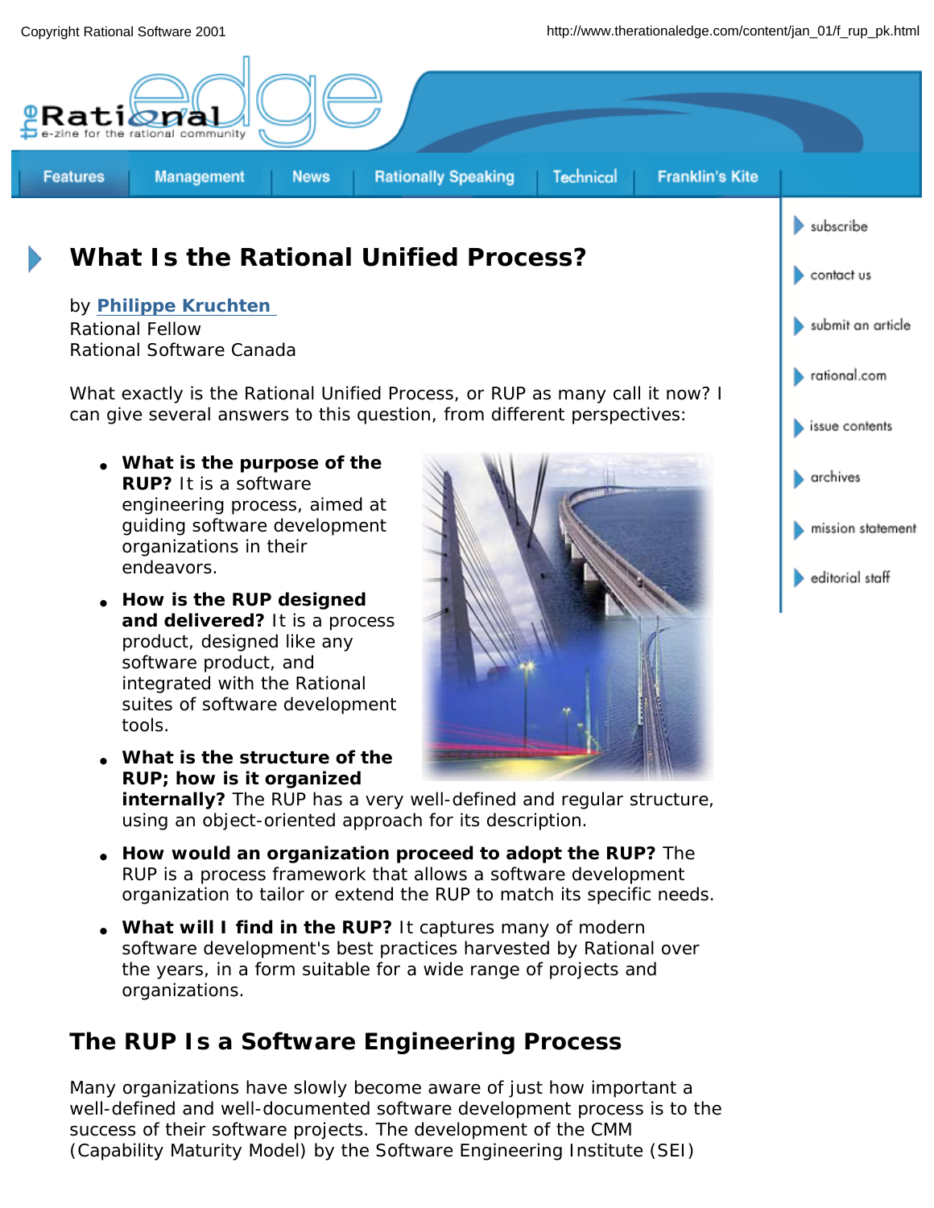# What Is the Rational Unified Process?

by **Philippe Kruchten**
Rational Fellow
Rational Software Canada

What exactly is the Rational Unified Process, or RUP as many call it now? I can give several answers to this question, from different perspectives:

- **What is the purpose of the RUP?** It is a software engineering process, aimed at guiding software development organizations in their endeavors.
- **How is the RUP designed and delivered?** It is a process product, designed like any software product, and integrated with the Rational suites of software development tools.
- **What is the structure of the RUP; how is it organized internally?** The RUP has a very well-defined and regular structure, using an object-oriented approach for its description.
- **How would an organization proceed to adopt the RUP?** The RUP is a process framework that allows a software development organization to tailor or extend the RUP to match its specific needs.
- **What will I find in the RUP?** It captures many of modern software development's best practices harvested by Rational over the years, in a form suitable for a wide range of projects and organizations.

## The RUP Is a Software Engineering Process

Many organizations have slowly become aware of just how important a well-defined and well-documented software development process is to the success of their software projects. The development of the CMM (Capability Maturity Model) by the Software Engineering Institute (SEI)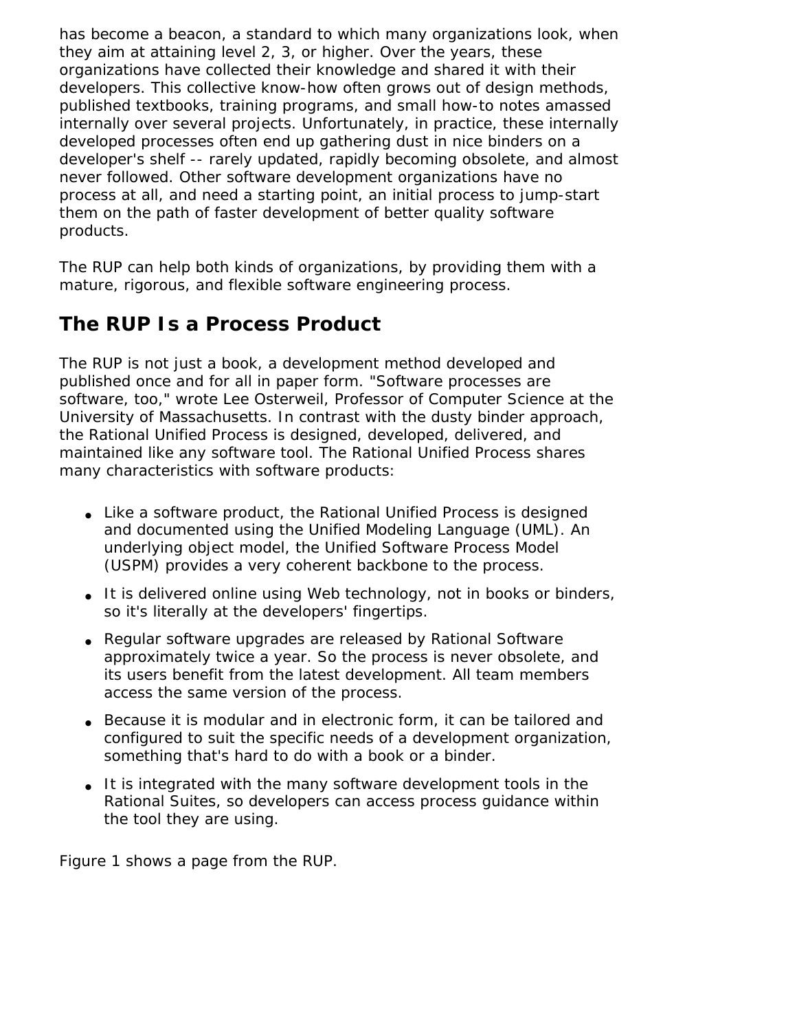has become a beacon, a standard to which many organizations look, when they aim at attaining level 2, 3, or higher. Over the years, these organizations have collected their knowledge and shared it with their developers. This collective know-how often grows out of design methods, published textbooks, training programs, and small how-to notes amassed internally over several projects. Unfortunately, in practice, these internally developed processes often end up gathering dust in nice binders on a developer's shelf -- rarely updated, rapidly becoming obsolete, and almost never followed. Other software development organizations have no process at all, and need a starting point, an initial process to jump-start them on the path of faster development of better quality software products.

The RUP can help both kinds of organizations, by providing them with a mature, rigorous, and flexible software engineering process.

## The RUP Is a Process Product

The RUP is not just a book, a development method developed and published once and for all in paper form. "Software processes are software, too," wrote Lee Osterweil, Professor of Computer Science at the University of Massachusetts. In contrast with the dusty binder approach, the Rational Unified Process is designed, developed, delivered, and maintained like any software tool. The Rational Unified Process shares many characteristics with software products:

- Like a software product, the Rational Unified Process is designed and documented using the Unified Modeling Language (UML). An underlying object model, the Unified Software Process Model (USPM) provides a very coherent backbone to the process.
- It is delivered online using Web technology, not in books or binders, so it's literally at the developers' fingertips.
- Regular software upgrades are released by Rational Software approximately twice a year. So the process is never obsolete, and its users benefit from the latest development. All team members access the same version of the process.
- Because it is modular and in electronic form, it can be tailored and configured to suit the specific needs of a development organization, something that's hard to do with a book or a binder.
- It is integrated with the many software development tools in the Rational Suites, so developers can access process guidance within the tool they are using.

Figure 1 shows a page from the RUP.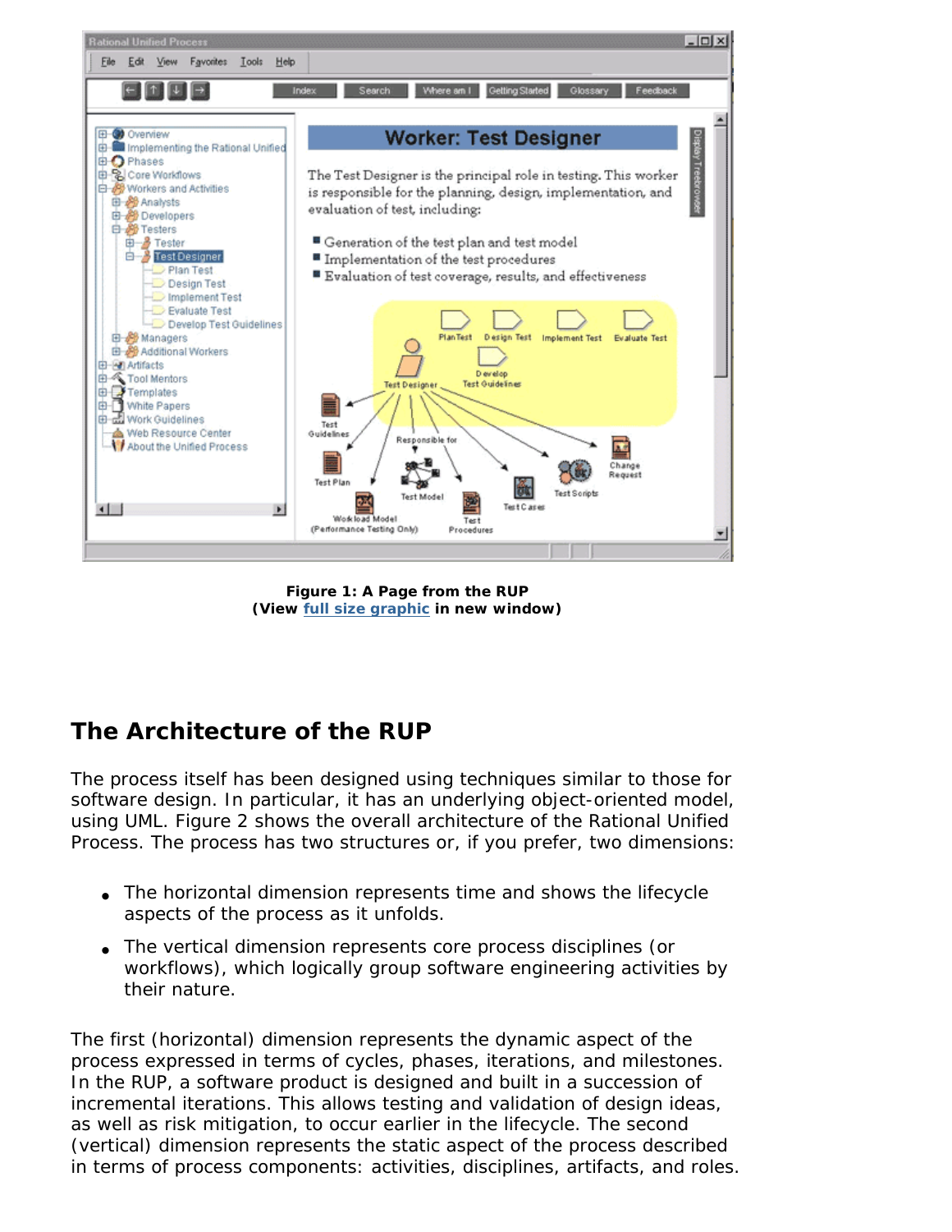**Figure 1: A Page from the RUP**
**(View full size graphic in new window)**

## The Architecture of the RUP

The process itself has been designed using techniques similar to those for software design. In particular, it has an underlying object-oriented model, using UML. Figure 2 shows the overall architecture of the Rational Unified Process. The process has two structures or, if you prefer, two dimensions:

- The horizontal dimension represents time and shows the lifecycle aspects of the process as it unfolds.
- The vertical dimension represents core process disciplines (or workflows), which logically group software engineering activities by their nature.

The first (horizontal) dimension represents the dynamic aspect of the process expressed in terms of cycles, phases, iterations, and milestones. In the RUP, a software product is designed and built in a succession of incremental iterations. This allows testing and validation of design ideas, as well as risk mitigation, to occur earlier in the lifecycle. The second (vertical) dimension represents the static aspect of the process described in terms of process components: activities, disciplines, artifacts, and roles.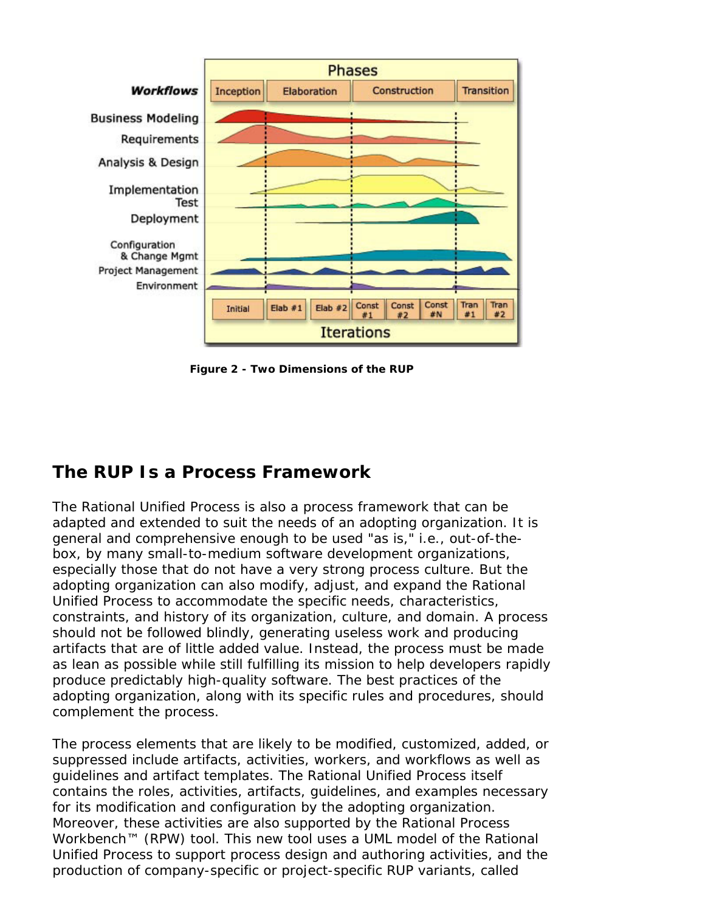**Figure 2 - Two Dimensions of the RUP**

## The RUP Is a Process Framework

The Rational Unified Process is also a process framework that can be adapted and extended to suit the needs of an adopting organization. It is general and comprehensive enough to be used "as is," i.e., out-of-the-box, by many small-to-medium software development organizations, especially those that do not have a very strong process culture. But the adopting organization can also modify, adjust, and expand the Rational Unified Process to accommodate the specific needs, characteristics, constraints, and history of its organization, culture, and domain. A process should not be followed blindly, generating useless work and producing artifacts that are of little added value. Instead, the process must be made as lean as possible while still fulfilling its mission to help developers rapidly produce predictably high-quality software. The best practices of the adopting organization, along with its specific rules and procedures, should complement the process.

The process elements that are likely to be modified, customized, added, or suppressed include artifacts, activities, workers, and workflows as well as guidelines and artifact templates. The Rational Unified Process itself contains the roles, activities, artifacts, guidelines, and examples necessary for its modification and configuration by the adopting organization. Moreover, these activities are also supported by the Rational Process Workbench™ (RPW) tool. This new tool uses a UML model of the Rational Unified Process to support process design and authoring activities, and the production of company-specific or project-specific RUP variants, called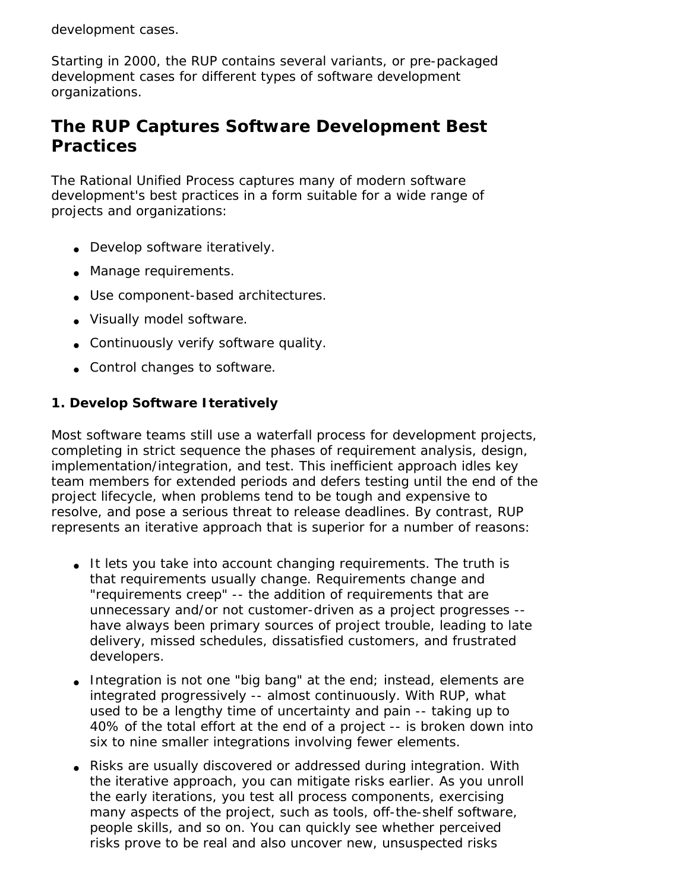development cases.

Starting in 2000, the RUP contains several variants, or pre-packaged development cases for different types of software development organizations.

## The RUP Captures Software Development Best Practices

The Rational Unified Process captures many of modern software development's best practices in a form suitable for a wide range of projects and organizations:

- Develop software iteratively.
- Manage requirements.
- Use component-based architectures.
- Visually model software.
- Continuously verify software quality.
- Control changes to software.

### 1. Develop Software Iteratively

Most software teams still use a waterfall process for development projects, completing in strict sequence the phases of requirement analysis, design, implementation/integration, and test. This inefficient approach idles key team members for extended periods and defers testing until the end of the project lifecycle, when problems tend to be tough and expensive to resolve, and pose a serious threat to release deadlines. By contrast, RUP represents an iterative approach that is superior for a number of reasons:

- It lets you take into account changing requirements. The truth is that requirements usually change. Requirements change and "requirements creep" -- the addition of requirements that are unnecessary and/or not customer-driven as a project progresses -- have always been primary sources of project trouble, leading to late delivery, missed schedules, dissatisfied customers, and frustrated developers.
- Integration is not one "big bang" at the end; instead, elements are integrated progressively -- almost continuously. With RUP, what used to be a lengthy time of uncertainty and pain -- taking up to 40% of the total effort at the end of a project -- is broken down into six to nine smaller integrations involving fewer elements.
- Risks are usually discovered or addressed during integration. With the iterative approach, you can mitigate risks earlier. As you unroll the early iterations, you test all process components, exercising many aspects of the project, such as tools, off-the-shelf software, people skills, and so on. You can quickly see whether perceived risks prove to be real and also uncover new, unsuspected risks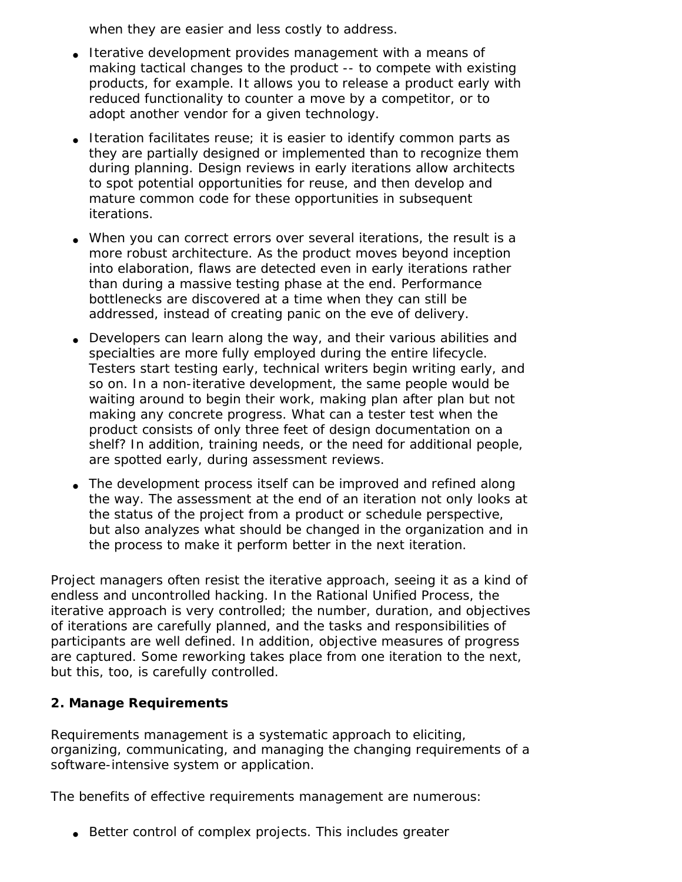when they are easier and less costly to address.

- Iterative development provides management with a means of making tactical changes to the product -- to compete with existing products, for example. It allows you to release a product early with reduced functionality to counter a move by a competitor, or to adopt another vendor for a given technology.
- Iteration facilitates reuse; it is easier to identify common parts as they are partially designed or implemented than to recognize them during planning. Design reviews in early iterations allow architects to spot potential opportunities for reuse, and then develop and mature common code for these opportunities in subsequent iterations.
- When you can correct errors over several iterations, the result is a more robust architecture. As the product moves beyond inception into elaboration, flaws are detected even in early iterations rather than during a massive testing phase at the end. Performance bottlenecks are discovered at a time when they can still be addressed, instead of creating panic on the eve of delivery.
- Developers can learn along the way, and their various abilities and specialties are more fully employed during the entire lifecycle. Testers start testing early, technical writers begin writing early, and so on. In a non-iterative development, the same people would be waiting around to begin their work, making plan after plan but not making any concrete progress. What can a tester test when the product consists of only three feet of design documentation on a shelf? In addition, training needs, or the need for additional people, are spotted early, during assessment reviews.
- The development process itself can be improved and refined along the way. The assessment at the end of an iteration not only looks at the status of the project from a product or schedule perspective, but also analyzes what should be changed in the organization and in the process to make it perform better in the next iteration.

Project managers often resist the iterative approach, seeing it as a kind of endless and uncontrolled hacking. In the Rational Unified Process, the iterative approach is very controlled; the number, duration, and objectives of iterations are carefully planned, and the tasks and responsibilities of participants are well defined. In addition, objective measures of progress are captured. Some reworking takes place from one iteration to the next, but this, too, is carefully controlled.

**2. Manage Requirements**

Requirements management is a systematic approach to eliciting, organizing, communicating, and managing the changing requirements of a software-intensive system or application.

The benefits of effective requirements management are numerous:

- Better control of complex projects. This includes greater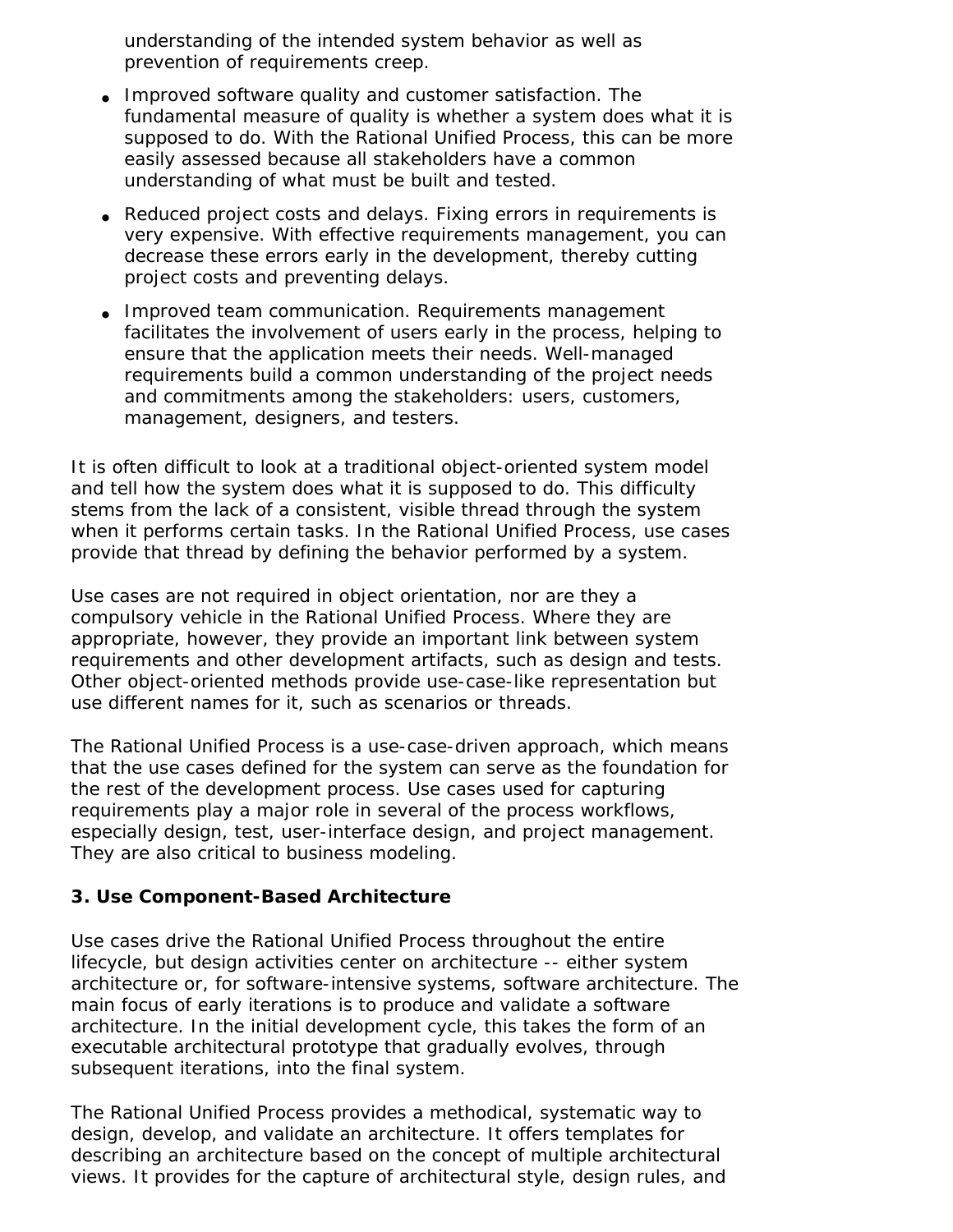understanding of the intended system behavior as well as prevention of requirements creep.

- Improved software quality and customer satisfaction. The fundamental measure of quality is whether a system does what it is supposed to do. With the Rational Unified Process, this can be more easily assessed because all stakeholders have a common understanding of what must be built and tested.
- Reduced project costs and delays. Fixing errors in requirements is very expensive. With effective requirements management, you can decrease these errors early in the development, thereby cutting project costs and preventing delays.
- Improved team communication. Requirements management facilitates the involvement of users early in the process, helping to ensure that the application meets their needs. Well-managed requirements build a common understanding of the project needs and commitments among the stakeholders: users, customers, management, designers, and testers.

It is often difficult to look at a traditional object-oriented system model and tell how the system does what it is supposed to do. This difficulty stems from the lack of a consistent, visible thread through the system when it performs certain tasks. In the Rational Unified Process, use cases provide that thread by defining the behavior performed by a system.

Use cases are not required in object orientation, nor are they a compulsory vehicle in the Rational Unified Process. Where they are appropriate, however, they provide an important link between system requirements and other development artifacts, such as design and tests. Other object-oriented methods provide use-case-like representation but use different names for it, such as scenarios or threads.

The Rational Unified Process is a use-case-driven approach, which means that the use cases defined for the system can serve as the foundation for the rest of the development process. Use cases used for capturing requirements play a major role in several of the process workflows, especially design, test, user-interface design, and project management. They are also critical to business modeling.

**3. Use Component-Based Architecture**

Use cases drive the Rational Unified Process throughout the entire lifecycle, but design activities center on architecture -- either system architecture or, for software-intensive systems, software architecture. The main focus of early iterations is to produce and validate a software architecture. In the initial development cycle, this takes the form of an executable architectural prototype that gradually evolves, through subsequent iterations, into the final system.

The Rational Unified Process provides a methodical, systematic way to design, develop, and validate an architecture. It offers templates for describing an architecture based on the concept of multiple architectural views. It provides for the capture of architectural style, design rules, and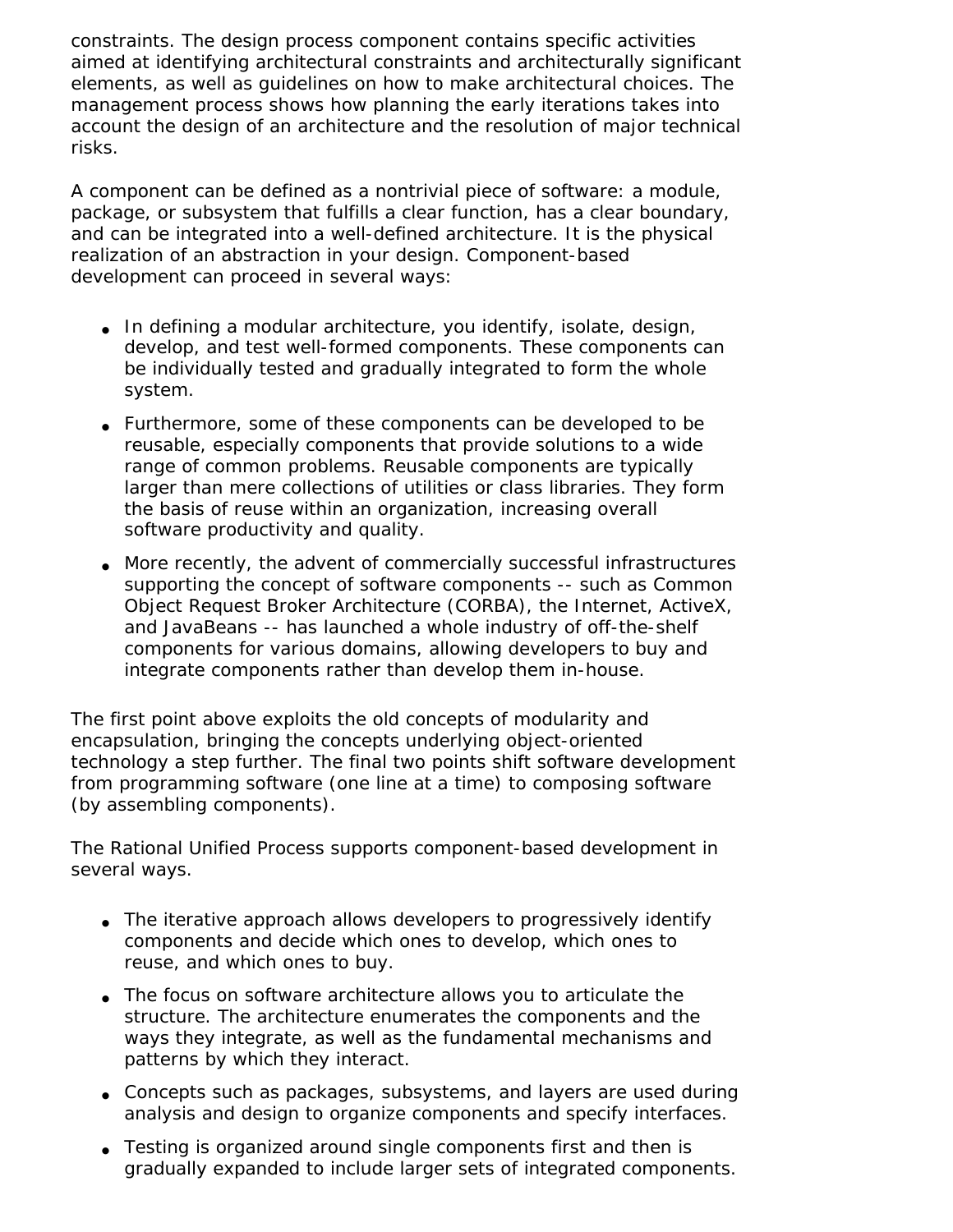constraints. The design process component contains specific activities aimed at identifying architectural constraints and architecturally significant elements, as well as guidelines on how to make architectural choices. The management process shows how planning the early iterations takes into account the design of an architecture and the resolution of major technical risks.

A component can be defined as a nontrivial piece of software: a module, package, or subsystem that fulfills a clear function, has a clear boundary, and can be integrated into a well-defined architecture. It is the physical realization of an abstraction in your design. Component-based development can proceed in several ways:

- In defining a modular architecture, you identify, isolate, design, develop, and test well-formed components. These components can be individually tested and gradually integrated to form the whole system.
- Furthermore, some of these components can be developed to be reusable, especially components that provide solutions to a wide range of common problems. Reusable components are typically larger than mere collections of utilities or class libraries. They form the basis of reuse within an organization, increasing overall software productivity and quality.
- More recently, the advent of commercially successful infrastructures supporting the concept of software components -- such as Common Object Request Broker Architecture (CORBA), the Internet, ActiveX, and JavaBeans -- has launched a whole industry of off-the-shelf components for various domains, allowing developers to buy and integrate components rather than develop them in-house.

The first point above exploits the old concepts of modularity and encapsulation, bringing the concepts underlying object-oriented technology a step further. The final two points shift software development from programming software (one line at a time) to composing software (by assembling components).

The Rational Unified Process supports component-based development in several ways.

- The iterative approach allows developers to progressively identify components and decide which ones to develop, which ones to reuse, and which ones to buy.
- The focus on software architecture allows you to articulate the structure. The architecture enumerates the components and the ways they integrate, as well as the fundamental mechanisms and patterns by which they interact.
- Concepts such as packages, subsystems, and layers are used during analysis and design to organize components and specify interfaces.
- Testing is organized around single components first and then is gradually expanded to include larger sets of integrated components.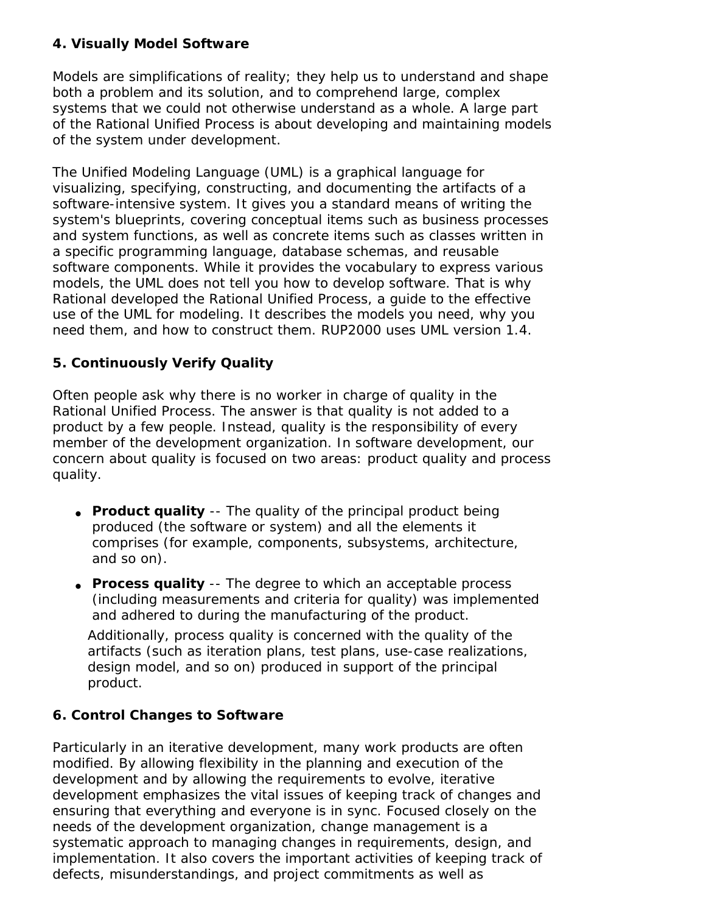### 4. Visually Model Software

Models are simplifications of reality; they help us to understand and shape both a problem and its solution, and to comprehend large, complex systems that we could not otherwise understand as a whole. A large part of the Rational Unified Process is about developing and maintaining models of the system under development.

The Unified Modeling Language (UML) is a graphical language for visualizing, specifying, constructing, and documenting the artifacts of a software-intensive system. It gives you a standard means of writing the system's blueprints, covering conceptual items such as business processes and system functions, as well as concrete items such as classes written in a specific programming language, database schemas, and reusable software components. While it provides the vocabulary to express various models, the UML does not tell you how to develop software. That is why Rational developed the Rational Unified Process, a guide to the effective use of the UML for modeling. It describes the models you need, why you need them, and how to construct them. RUP2000 uses UML version 1.4.

### 5. Continuously Verify Quality

Often people ask why there is no worker in charge of quality in the Rational Unified Process. The answer is that quality is not added to a product by a few people. Instead, quality is the responsibility of every member of the development organization. In software development, our concern about quality is focused on two areas: product quality and process quality.

- **Product quality** -- The quality of the principal product being produced (the software or system) and all the elements it comprises (for example, components, subsystems, architecture, and so on).
- **Process quality** -- The degree to which an acceptable process (including measurements and criteria for quality) was implemented and adhered to during the manufacturing of the product.

  Additionally, process quality is concerned with the quality of the artifacts (such as iteration plans, test plans, use-case realizations, design model, and so on) produced in support of the principal product.

### 6. Control Changes to Software

Particularly in an iterative development, many work products are often modified. By allowing flexibility in the planning and execution of the development and by allowing the requirements to evolve, iterative development emphasizes the vital issues of keeping track of changes and ensuring that everything and everyone is in sync. Focused closely on the needs of the development organization, change management is a systematic approach to managing changes in requirements, design, and implementation. It also covers the important activities of keeping track of defects, misunderstandings, and project commitments as well as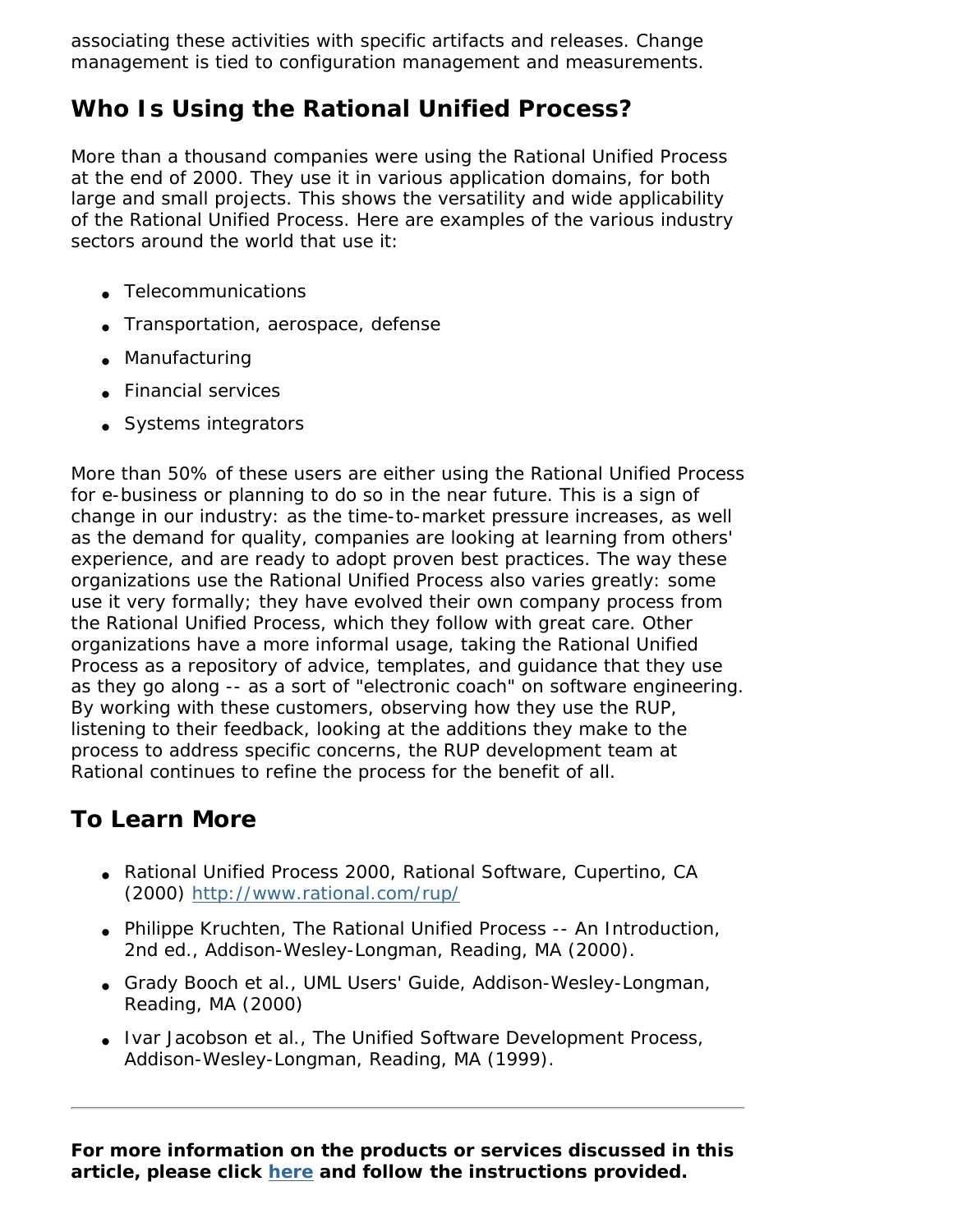associating these activities with specific artifacts and releases. Change management is tied to configuration management and measurements.

## Who Is Using the Rational Unified Process?

More than a thousand companies were using the Rational Unified Process at the end of 2000. They use it in various application domains, for both large and small projects. This shows the versatility and wide applicability of the Rational Unified Process. Here are examples of the various industry sectors around the world that use it:

- Telecommunications
- Transportation, aerospace, defense
- Manufacturing
- Financial services
- Systems integrators

More than 50% of these users are either using the Rational Unified Process for e-business or planning to do so in the near future. This is a sign of change in our industry: as the time-to-market pressure increases, as well as the demand for quality, companies are looking at learning from others' experience, and are ready to adopt proven best practices. The way these organizations use the Rational Unified Process also varies greatly: some use it very formally; they have evolved their own company process from the Rational Unified Process, which they follow with great care. Other organizations have a more informal usage, taking the Rational Unified Process as a repository of advice, templates, and guidance that they use as they go along -- as a sort of "electronic coach" on software engineering. By working with these customers, observing how they use the RUP, listening to their feedback, looking at the additions they make to the process to address specific concerns, the RUP development team at Rational continues to refine the process for the benefit of all.

## To Learn More

- Rational Unified Process 2000, Rational Software, Cupertino, CA (2000) [http://www.rational.com/rup/](http://www.rational.com/rup/)
- Philippe Kruchten, The Rational Unified Process -- An Introduction, 2nd ed., Addison-Wesley-Longman, Reading, MA (2000).
- Grady Booch et al., UML Users' Guide, Addison-Wesley-Longman, Reading, MA (2000)
- Ivar Jacobson et al., The Unified Software Development Process, Addison-Wesley-Longman, Reading, MA (1999).

---

**For more information on the products or services discussed in this article, please click here and follow the instructions provided.**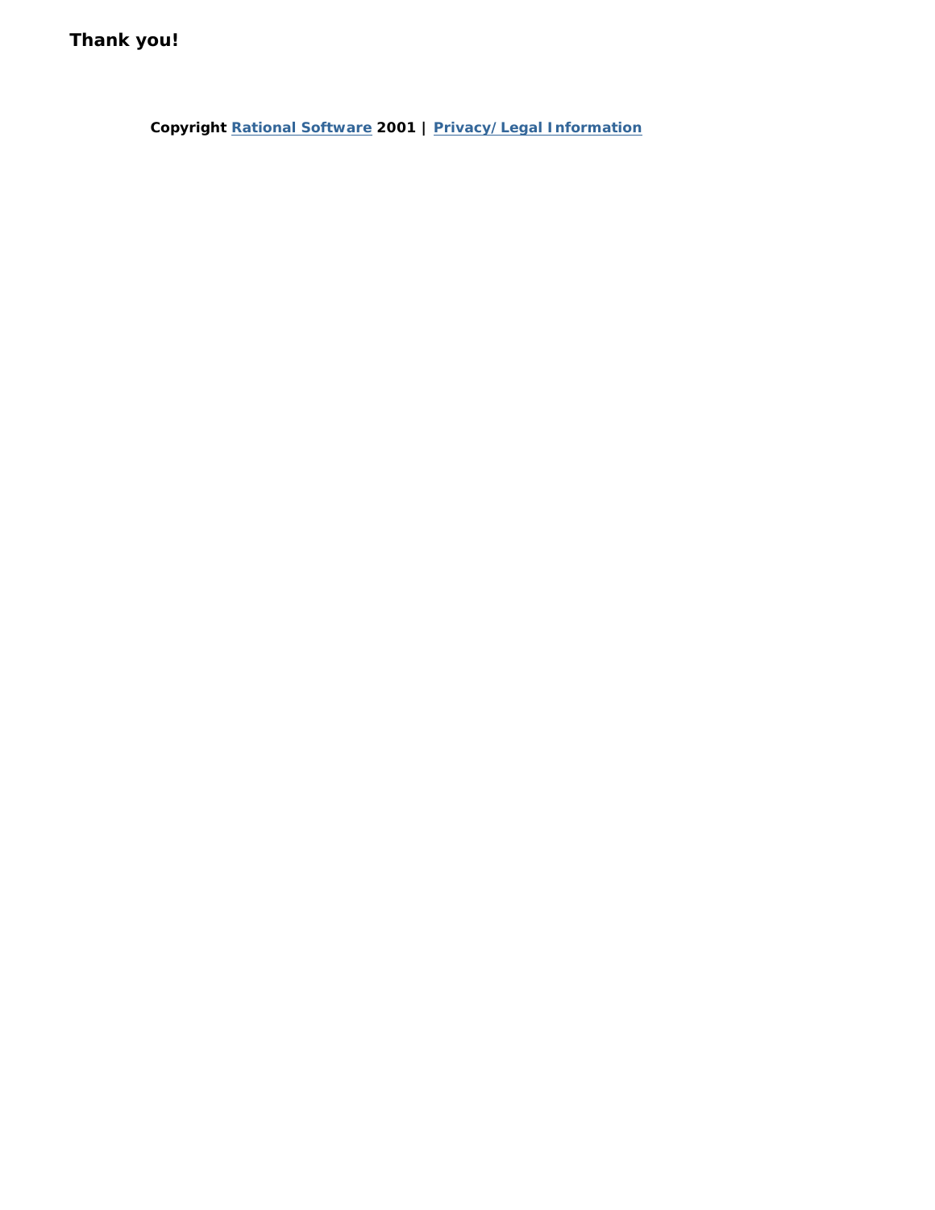**Thank you!**

**Copyright Rational Software 2001 | Privacy/Legal Information**